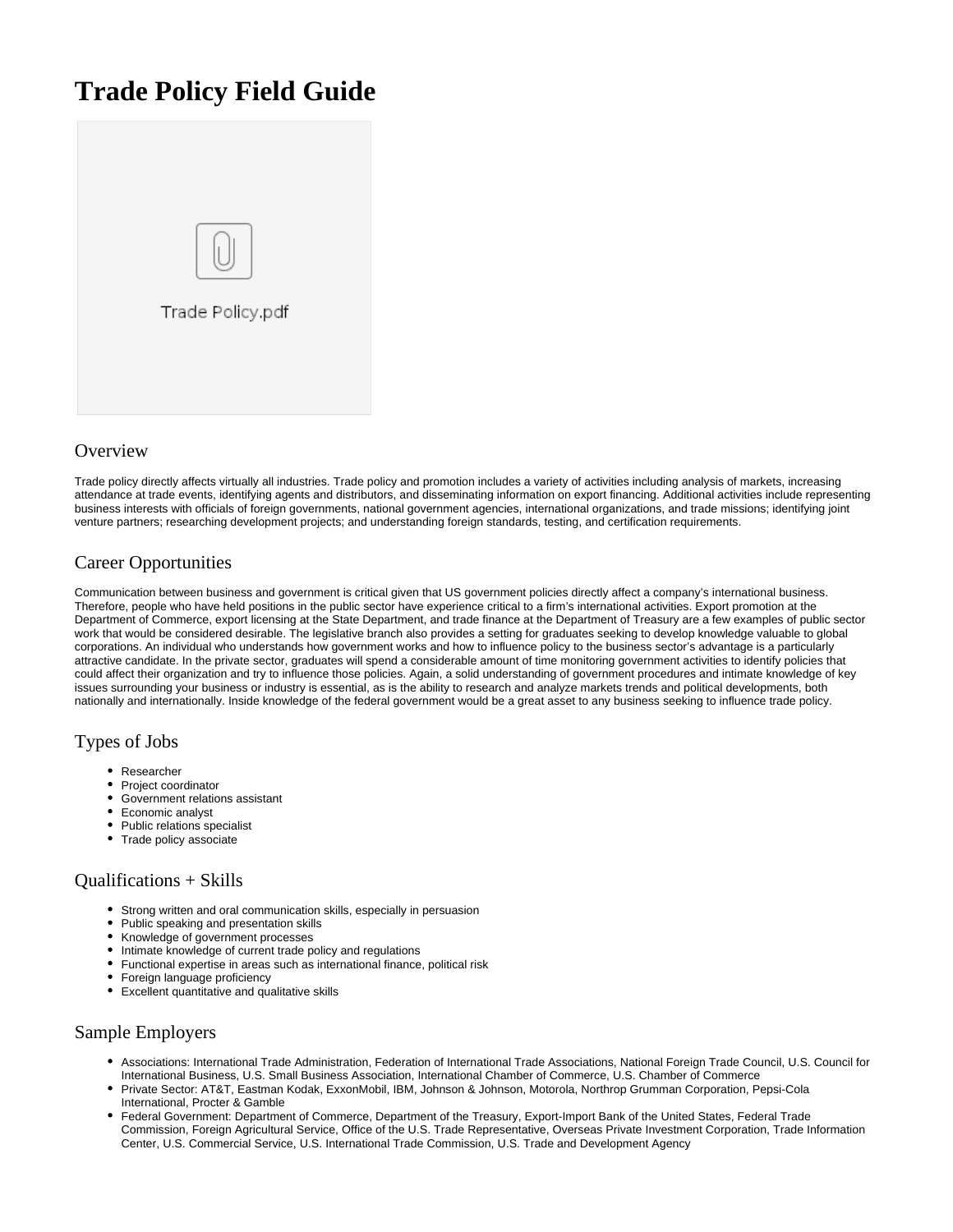# Trade Policy Field Guide

Trade Policy.pdf

## Overview

Trade policy directly affects virtually all industries. Trade policy and promotion includes a variety of activities including analysis of markets, increasing attendance at trade events, identifying agents and distributors, and disseminating information on export financing. Additional activities include representing business interests with officials of foreign governments, national government agencies, international organizations, and trade missions; identifying joint venture partners; researching development projects; and understanding foreign standards, testing, and certification requirements.

## Career Opportunities

Communication between business and government is critical given that US government policies directly affect a company's international business. Therefore, people who have held positions in the public sector have experience critical to a firm's international activities. Export promotion at the Department of Commerce, export licensing at the State Department, and trade finance at the Department of Treasury are a few examples of public sector work that would be considered desirable. The legislative branch also provides a setting for graduates seeking to develop knowledge valuable to global corporations. An individual who understands how government works and how to influence policy to the business sector's advantage is a particularly attractive candidate. In the private sector, graduates will spend a considerable amount of time monitoring government activities to identify policies that could affect their organization and try to influence those policies. Again, a solid understanding of government procedures and intimate knowledge of key issues surrounding your business or industry is essential, as is the ability to research and analyze markets trends and political developments, both nationally and internationally. Inside knowledge of the federal government would be a great asset to any business seeking to influence trade policy.

## Types of Jobs

- Researcher
- Project coordinator
- Government relations assistant
- Economic analyst
- Public relations specialist
- Trade policy associate

## Qualifications + Skills

- Strong written and oral communication skills, especially in persuasion
- Public speaking and presentation skills
- Knowledge of government processes
- Intimate knowledge of current trade policy and regulations
- Functional expertise in areas such as international finance, political risk
- Foreign language proficiency
- Excellent quantitative and qualitative skills

## Sample Employers

- Associations: International Trade Administration, Federation of International Trade Associations, National Foreign Trade Council, U.S. Council for International Business, U.S. Small Business Association, International Chamber of Commerce, U.S. Chamber of Commerce
- Private Sector: AT&T, Eastman Kodak, ExxonMobil, IBM, Johnson & Johnson, Motorola, Northrop Grumman Corporation, Pepsi-Cola International, Procter & Gamble
- Federal Government: Department of Commerce, Department of the Treasury, Export-Import Bank of the United States, Federal Trade Commission, Foreign Agricultural Service, Office of the U.S. Trade Representative, Overseas Private Investment Corporation, Trade Information Center, U.S. Commercial Service, U.S. International Trade Commission, U.S. Trade and Development Agency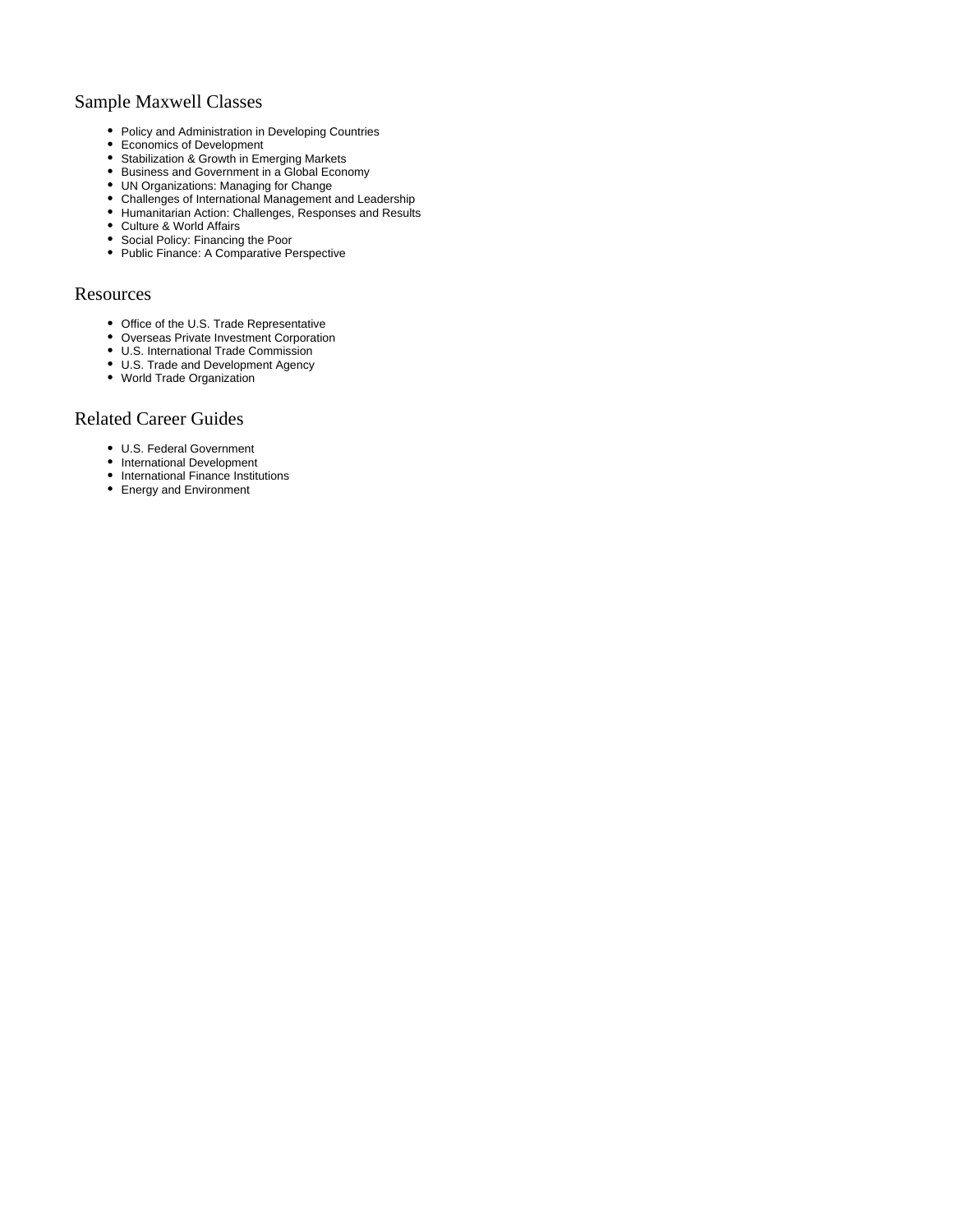## Sample Maxwell Classes

- Policy and Administration in Developing Countries
- Economics of Development
- Stabilization & Growth in Emerging Markets
- Business and Government in a Global Economy
- UN Organizations: Managing for Change
- Challenges of International Management and Leadership
- Humanitarian Action: Challenges, Responses and Results
- Culture & World Affairs
- Social Policy: Financing the Poor
- Public Finance: A Comparative Perspective

## Resources

- Office of the U.S. Trade Representative
- Overseas Private Investment Corporation
- U.S. International Trade Commission
- U.S. Trade and Development Agency
- World Trade Organization

## Related Career Guides

- U.S. Federal Government
- International Development
- International Finance Institutions
- Energy and Environment